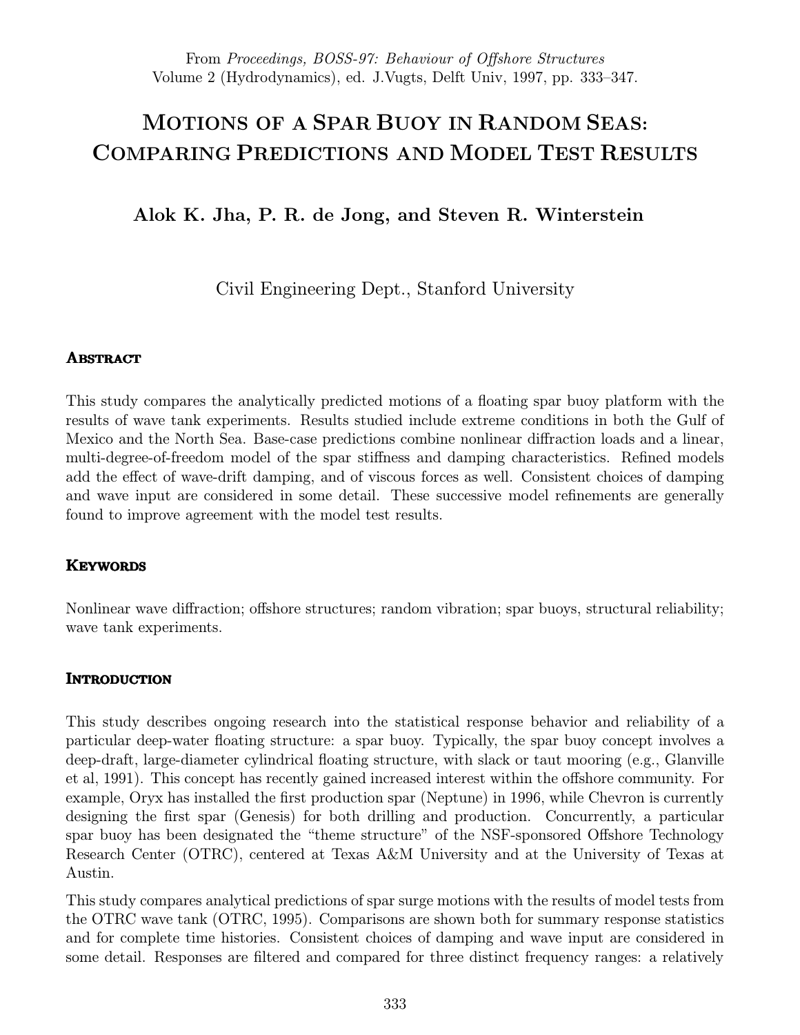From *Proceedings, BOSS-97: Behaviour of Offshore Structures*
Volume 2 (Hydrodynamics), ed. J.Vugts, Delft Univ, 1997, pp. 333–347.

# Motions of a Spar Buoy in Random Seas: Comparing Predictions and Model Test Results

**Alok K. Jha, P. R. de Jong, and Steven R. Winterstein**

Civil Engineering Dept., Stanford University

## Abstract

This study compares the analytically predicted motions of a floating spar buoy platform with the results of wave tank experiments. Results studied include extreme conditions in both the Gulf of Mexico and the North Sea. Base-case predictions combine nonlinear diffraction loads and a linear, multi-degree-of-freedom model of the spar stiffness and damping characteristics. Refined models add the effect of wave-drift damping, and of viscous forces as well. Consistent choices of damping and wave input are considered in some detail. These successive model refinements are generally found to improve agreement with the model test results.

## Keywords

Nonlinear wave diffraction; offshore structures; random vibration; spar buoys, structural reliability; wave tank experiments.

## Introduction

This study describes ongoing research into the statistical response behavior and reliability of a particular deep-water floating structure: a spar buoy. Typically, the spar buoy concept involves a deep-draft, large-diameter cylindrical floating structure, with slack or taut mooring (e.g., Glanville et al, 1991). This concept has recently gained increased interest within the offshore community. For example, Oryx has installed the first production spar (Neptune) in 1996, while Chevron is currently designing the first spar (Genesis) for both drilling and production. Concurrently, a particular spar buoy has been designated the "theme structure" of the NSF-sponsored Offshore Technology Research Center (OTRC), centered at Texas A&M University and at the University of Texas at Austin.

This study compares analytical predictions of spar surge motions with the results of model tests from the OTRC wave tank (OTRC, 1995). Comparisons are shown both for summary response statistics and for complete time histories. Consistent choices of damping and wave input are considered in some detail. Responses are filtered and compared for three distinct frequency ranges: a relatively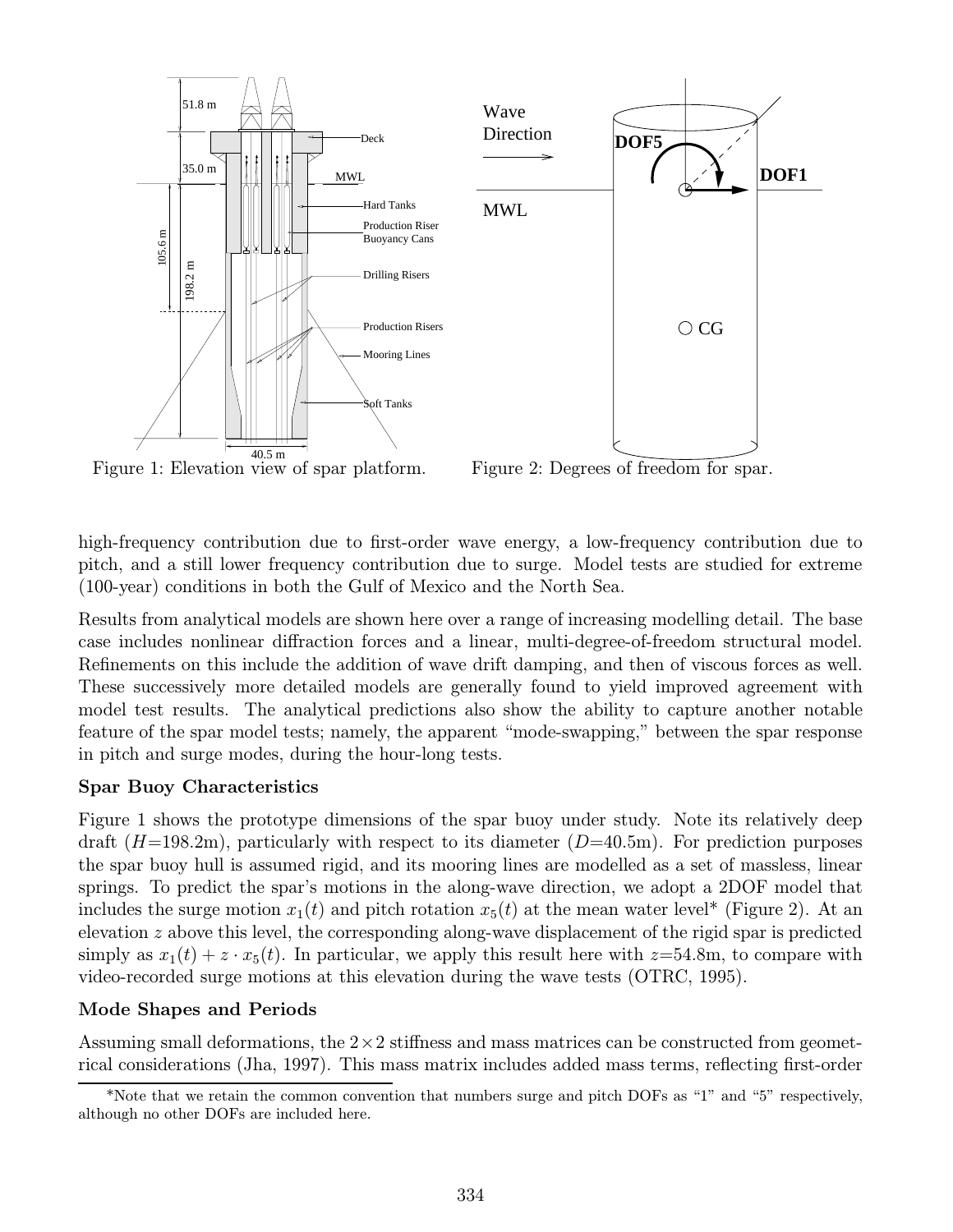Figure 1: Elevation view of spar platform.

Figure 2: Degrees of freedom for spar.

high-frequency contribution due to first-order wave energy, a low-frequency contribution due to pitch, and a still lower frequency contribution due to surge. Model tests are studied for extreme (100-year) conditions in both the Gulf of Mexico and the North Sea.

Results from analytical models are shown here over a range of increasing modelling detail. The base case includes nonlinear diffraction forces and a linear, multi-degree-of-freedom structural model. Refinements on this include the addition of wave drift damping, and then of viscous forces as well. These successively more detailed models are generally found to yield improved agreement with model test results. The analytical predictions also show the ability to capture another notable feature of the spar model tests; namely, the apparent "mode-swapping," between the spar response in pitch and surge modes, during the hour-long tests.

**Spar Buoy Characteristics**

Figure 1 shows the prototype dimensions of the spar buoy under study. Note its relatively deep draft ($H$=198.2m), particularly with respect to its diameter ($D$=40.5m). For prediction purposes the spar buoy hull is assumed rigid, and its mooring lines are modelled as a set of massless, linear springs. To predict the spar's motions in the along-wave direction, we adopt a 2DOF model that includes the surge motion $x_1(t)$ and pitch rotation $x_5(t)$ at the mean water level* (Figure 2). At an elevation $z$ above this level, the corresponding along-wave displacement of the rigid spar is predicted simply as $x_1(t) + z \cdot x_5(t)$. In particular, we apply this result here with $z$=54.8m, to compare with video-recorded surge motions at this elevation during the wave tests (OTRC, 1995).

**Mode Shapes and Periods**

Assuming small deformations, the $2 \times 2$ stiffness and mass matrices can be constructed from geometrical considerations (Jha, 1997). This mass matrix includes added mass terms, reflecting first-order

*Note that we retain the common convention that numbers surge and pitch DOFs as "1" and "5" respectively, although no other DOFs are included here.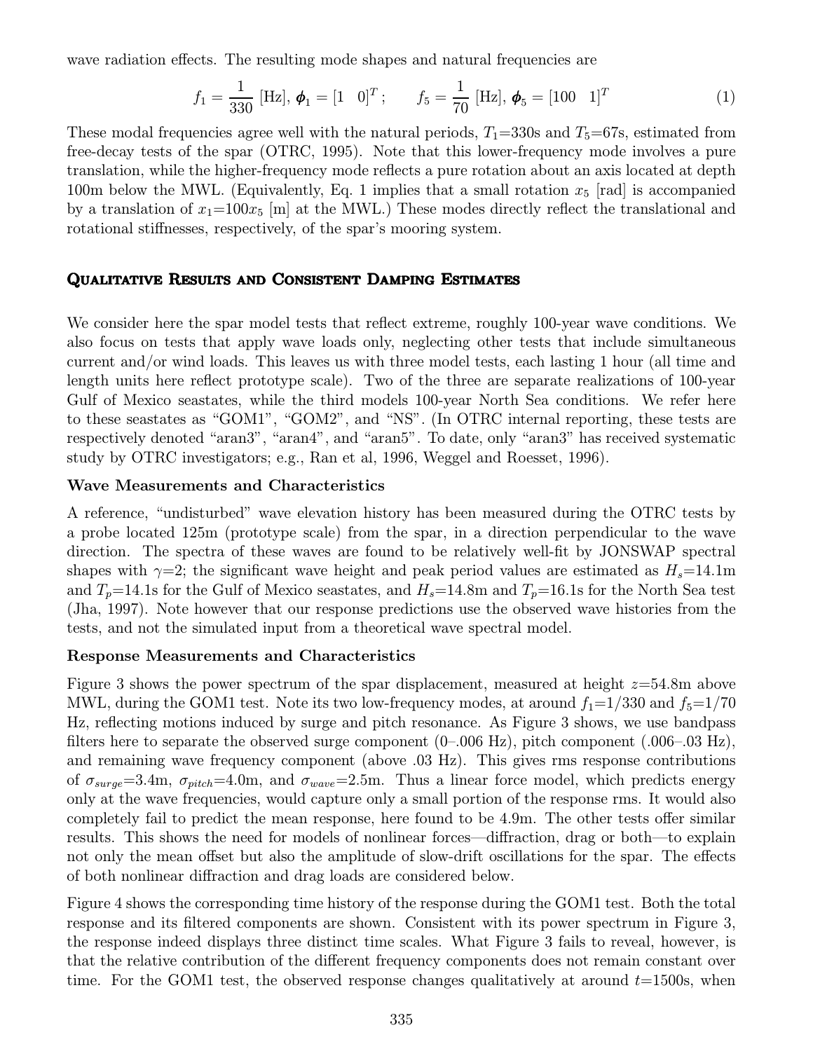wave radiation effects. The resulting mode shapes and natural frequencies are

$$f_1 = \frac{1}{330} \text{ [Hz]}, \; \boldsymbol{\phi}_1 = [1 \quad 0]^T ; \qquad f_5 = \frac{1}{70} \text{ [Hz]}, \; \boldsymbol{\phi}_5 = [100 \quad 1]^T \tag{1}$$

These modal frequencies agree well with the natural periods, $T_1$=330s and $T_5$=67s, estimated from free-decay tests of the spar (OTRC, 1995). Note that this lower-frequency mode involves a pure translation, while the higher-frequency mode reflects a pure rotation about an axis located at depth 100m below the MWL. (Equivalently, Eq. 1 implies that a small rotation $x_5$ [rad] is accompanied by a translation of $x_1$=100$x_5$ [m] at the MWL.) These modes directly reflect the translational and rotational stiffnesses, respectively, of the spar's mooring system.

## Qualitative Results and Consistent Damping Estimates

We consider here the spar model tests that reflect extreme, roughly 100-year wave conditions. We also focus on tests that apply wave loads only, neglecting other tests that include simultaneous current and/or wind loads. This leaves us with three model tests, each lasting 1 hour (all time and length units here reflect prototype scale). Two of the three are separate realizations of 100-year Gulf of Mexico seastates, while the third models 100-year North Sea conditions. We refer here to these seastates as "GOM1", "GOM2", and "NS". (In OTRC internal reporting, these tests are respectively denoted "aran3", "aran4", and "aran5". To date, only "aran3" has received systematic study by OTRC investigators; e.g., Ran et al, 1996, Weggel and Roesset, 1996).

### Wave Measurements and Characteristics

A reference, "undisturbed" wave elevation history has been measured during the OTRC tests by a probe located 125m (prototype scale) from the spar, in a direction perpendicular to the wave direction. The spectra of these waves are found to be relatively well-fit by JONSWAP spectral shapes with $\gamma$=2; the significant wave height and peak period values are estimated as $H_s$=14.1m and $T_p$=14.1s for the Gulf of Mexico seastates, and $H_s$=14.8m and $T_p$=16.1s for the North Sea test (Jha, 1997). Note however that our response predictions use the observed wave histories from the tests, and not the simulated input from a theoretical wave spectral model.

### Response Measurements and Characteristics

Figure 3 shows the power spectrum of the spar displacement, measured at height $z$=54.8m above MWL, during the GOM1 test. Note its two low-frequency modes, at around $f_1$=1/330 and $f_5$=1/70 Hz, reflecting motions induced by surge and pitch resonance. As Figure 3 shows, we use bandpass filters here to separate the observed surge component (0–.006 Hz), pitch component (.006–.03 Hz), and remaining wave frequency component (above .03 Hz). This gives rms response contributions of $\sigma_{surge}$=3.4m, $\sigma_{pitch}$=4.0m, and $\sigma_{wave}$=2.5m. Thus a linear force model, which predicts energy only at the wave frequencies, would capture only a small portion of the response rms. It would also completely fail to predict the mean response, here found to be 4.9m. The other tests offer similar results. This shows the need for models of nonlinear forces—diffraction, drag or both—to explain not only the mean offset but also the amplitude of slow-drift oscillations for the spar. The effects of both nonlinear diffraction and drag loads are considered below.

Figure 4 shows the corresponding time history of the response during the GOM1 test. Both the total response and its filtered components are shown. Consistent with its power spectrum in Figure 3, the response indeed displays three distinct time scales. What Figure 3 fails to reveal, however, is that the relative contribution of the different frequency components does not remain constant over time. For the GOM1 test, the observed response changes qualitatively at around $t$=1500s, when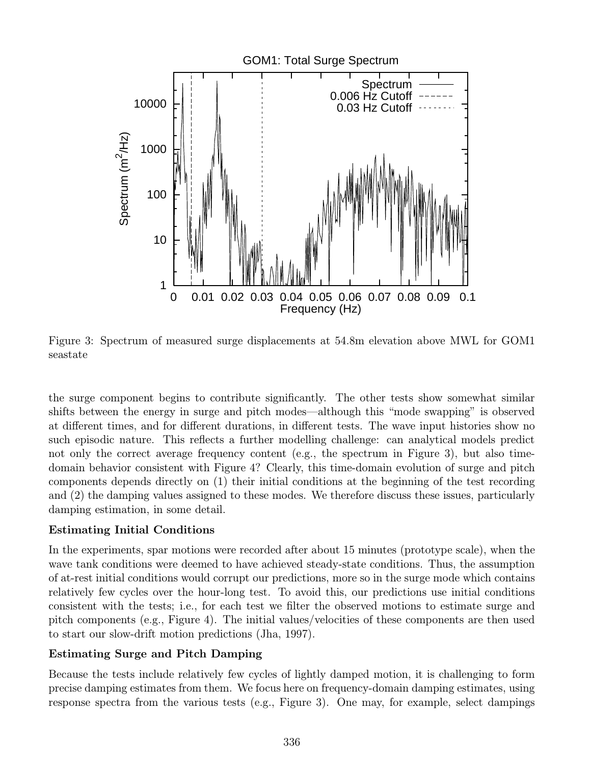Figure 3: Spectrum of measured surge displacements at 54.8m elevation above MWL for GOM1 seastate

the surge component begins to contribute significantly. The other tests show somewhat similar shifts between the energy in surge and pitch modes—although this "mode swapping" is observed at different times, and for different durations, in different tests. The wave input histories show no such episodic nature. This reflects a further modelling challenge: can analytical models predict not only the correct average frequency content (e.g., the spectrum in Figure 3), but also time-domain behavior consistent with Figure 4? Clearly, this time-domain evolution of surge and pitch components depends directly on (1) their initial conditions at the beginning of the test recording and (2) the damping values assigned to these modes. We therefore discuss these issues, particularly damping estimation, in some detail.

**Estimating Initial Conditions**

In the experiments, spar motions were recorded after about 15 minutes (prototype scale), when the wave tank conditions were deemed to have achieved steady-state conditions. Thus, the assumption of at-rest initial conditions would corrupt our predictions, more so in the surge mode which contains relatively few cycles over the hour-long test. To avoid this, our predictions use initial conditions consistent with the tests; i.e., for each test we filter the observed motions to estimate surge and pitch components (e.g., Figure 4). The initial values/velocities of these components are then used to start our slow-drift motion predictions (Jha, 1997).

**Estimating Surge and Pitch Damping**

Because the tests include relatively few cycles of lightly damped motion, it is challenging to form precise damping estimates from them. We focus here on frequency-domain damping estimates, using response spectra from the various tests (e.g., Figure 3). One may, for example, select dampings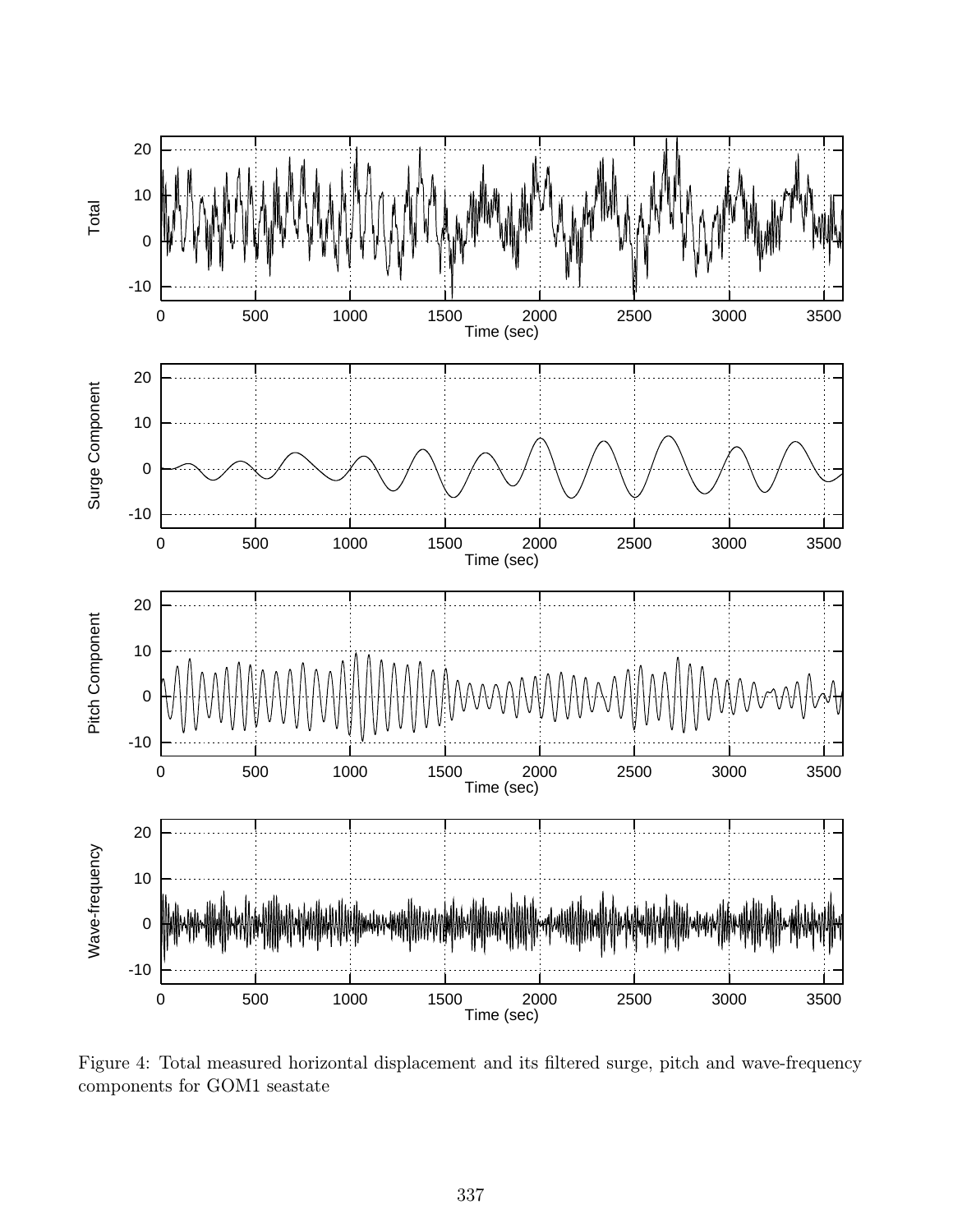Figure 4: Total measured horizontal displacement and its filtered surge, pitch and wave-frequency components for GOM1 seastate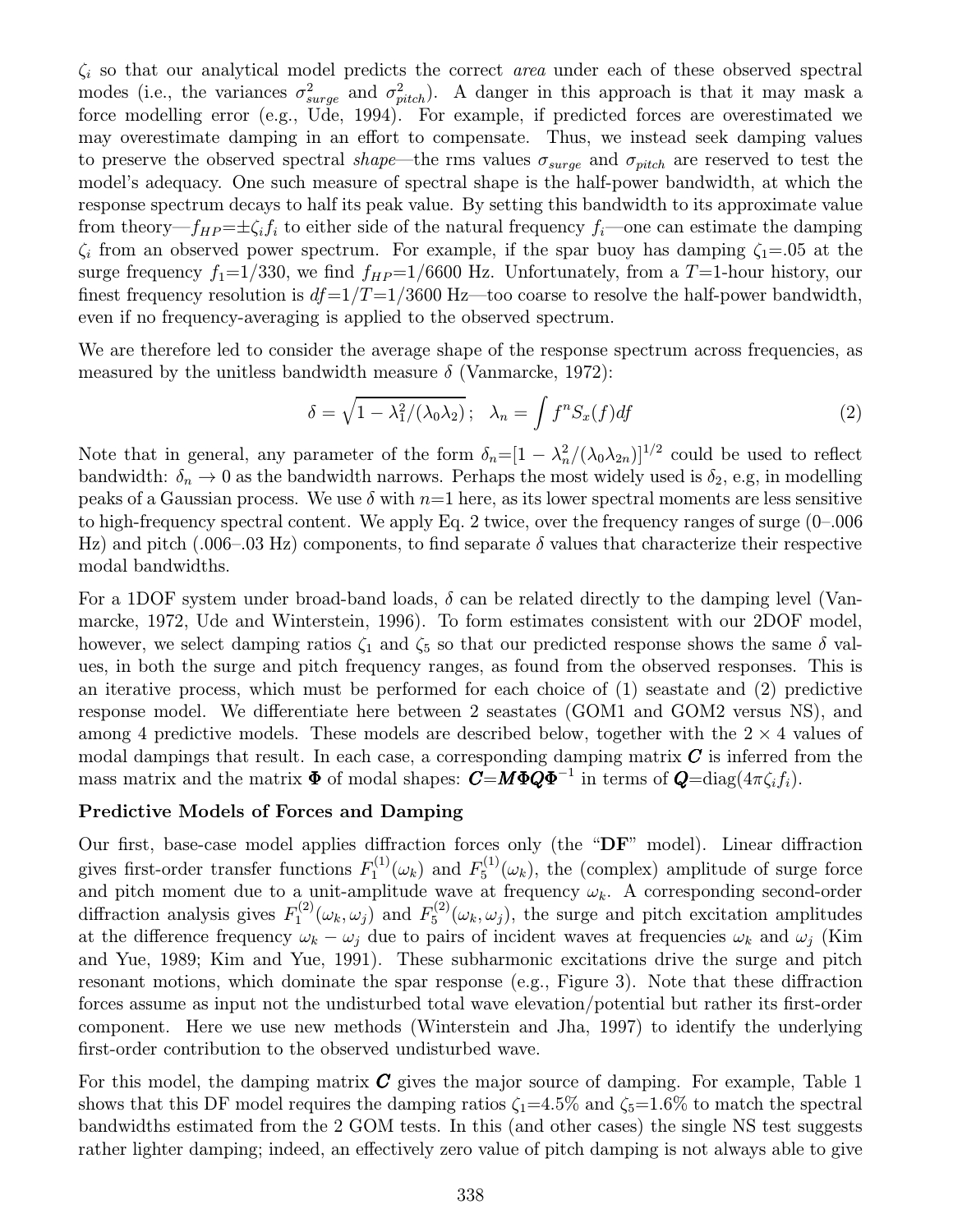$\zeta_i$ so that our analytical model predicts the correct *area* under each of these observed spectral modes (i.e., the variances $\sigma^2_{surge}$ and $\sigma^2_{pitch}$). A danger in this approach is that it may mask a force modelling error (e.g., Ude, 1994). For example, if predicted forces are overestimated we may overestimate damping in an effort to compensate. Thus, we instead seek damping values to preserve the observed spectral *shape*—the rms values $\sigma_{surge}$ and $\sigma_{pitch}$ are reserved to test the model's adequacy. One such measure of spectral shape is the half-power bandwidth, at which the response spectrum decays to half its peak value. By setting this bandwidth to its approximate value from theory—$f_{HP}$=$\pm\zeta_i f_i$ to either side of the natural frequency $f_i$—one can estimate the damping $\zeta_i$ from an observed power spectrum. For example, if the spar buoy has damping $\zeta_1$=.05 at the surge frequency $f_1$=1/330, we find $f_{HP}$=1/6600 Hz. Unfortunately, from a $T$=1-hour history, our finest frequency resolution is $df$=$1/T$=1/3600 Hz—too coarse to resolve the half-power bandwidth, even if no frequency-averaging is applied to the observed spectrum.

We are therefore led to consider the average shape of the response spectrum across frequencies, as measured by the unitless bandwidth measure $\delta$ (Vanmarcke, 1972):

$$\delta = \sqrt{1 - \lambda_1^2/(\lambda_0 \lambda_2)}\,; \quad \lambda_n = \int f^n S_x(f) df \tag{2}$$

Note that in general, any parameter of the form $\delta_n$=$[1 - \lambda_n^2/(\lambda_0 \lambda_{2n})]^{1/2}$ could be used to reflect bandwidth: $\delta_n \to 0$ as the bandwidth narrows. Perhaps the most widely used is $\delta_2$, e.g, in modelling peaks of a Gaussian process. We use $\delta$ with $n$=1 here, as its lower spectral moments are less sensitive to high-frequency spectral content. We apply Eq. 2 twice, over the frequency ranges of surge (0–.006 Hz) and pitch (.006–.03 Hz) components, to find separate $\delta$ values that characterize their respective modal bandwidths.

For a 1DOF system under broad-band loads, $\delta$ can be related directly to the damping level (Vanmarcke, 1972, Ude and Winterstein, 1996). To form estimates consistent with our 2DOF model, however, we select damping ratios $\zeta_1$ and $\zeta_5$ so that our predicted response shows the same $\delta$ values, in both the surge and pitch frequency ranges, as found from the observed responses. This is an iterative process, which must be performed for each choice of (1) seastate and (2) predictive response model. We differentiate here between 2 seastates (GOM1 and GOM2 versus NS), and among 4 predictive models. These models are described below, together with the $2 \times 4$ values of modal dampings that result. In each case, a corresponding damping matrix $\boldsymbol{C}$ is inferred from the mass matrix and the matrix $\boldsymbol{\Phi}$ of modal shapes: $\boldsymbol{C}$=$\boldsymbol{M}\boldsymbol{\Phi}\boldsymbol{Q}\boldsymbol{\Phi}^{-1}$ in terms of $\boldsymbol{Q}$=diag$(4\pi\zeta_i f_i)$.

**Predictive Models of Forces and Damping**

Our first, base-case model applies diffraction forces only (the "**DF**" model). Linear diffraction gives first-order transfer functions $F_1^{(1)}(\omega_k)$ and $F_5^{(1)}(\omega_k)$, the (complex) amplitude of surge force and pitch moment due to a unit-amplitude wave at frequency $\omega_k$. A corresponding second-order diffraction analysis gives $F_1^{(2)}(\omega_k, \omega_j)$ and $F_5^{(2)}(\omega_k, \omega_j)$, the surge and pitch excitation amplitudes at the difference frequency $\omega_k - \omega_j$ due to pairs of incident waves at frequencies $\omega_k$ and $\omega_j$ (Kim and Yue, 1989; Kim and Yue, 1991). These subharmonic excitations drive the surge and pitch resonant motions, which dominate the spar response (e.g., Figure 3). Note that these diffraction forces assume as input not the undisturbed total wave elevation/potential but rather its first-order component. Here we use new methods (Winterstein and Jha, 1997) to identify the underlying first-order contribution to the observed undisturbed wave.

For this model, the damping matrix $\boldsymbol{C}$ gives the major source of damping. For example, Table 1 shows that this DF model requires the damping ratios $\zeta_1$=4.5% and $\zeta_5$=1.6% to match the spectral bandwidths estimated from the 2 GOM tests. In this (and other cases) the single NS test suggests rather lighter damping; indeed, an effectively zero value of pitch damping is not always able to give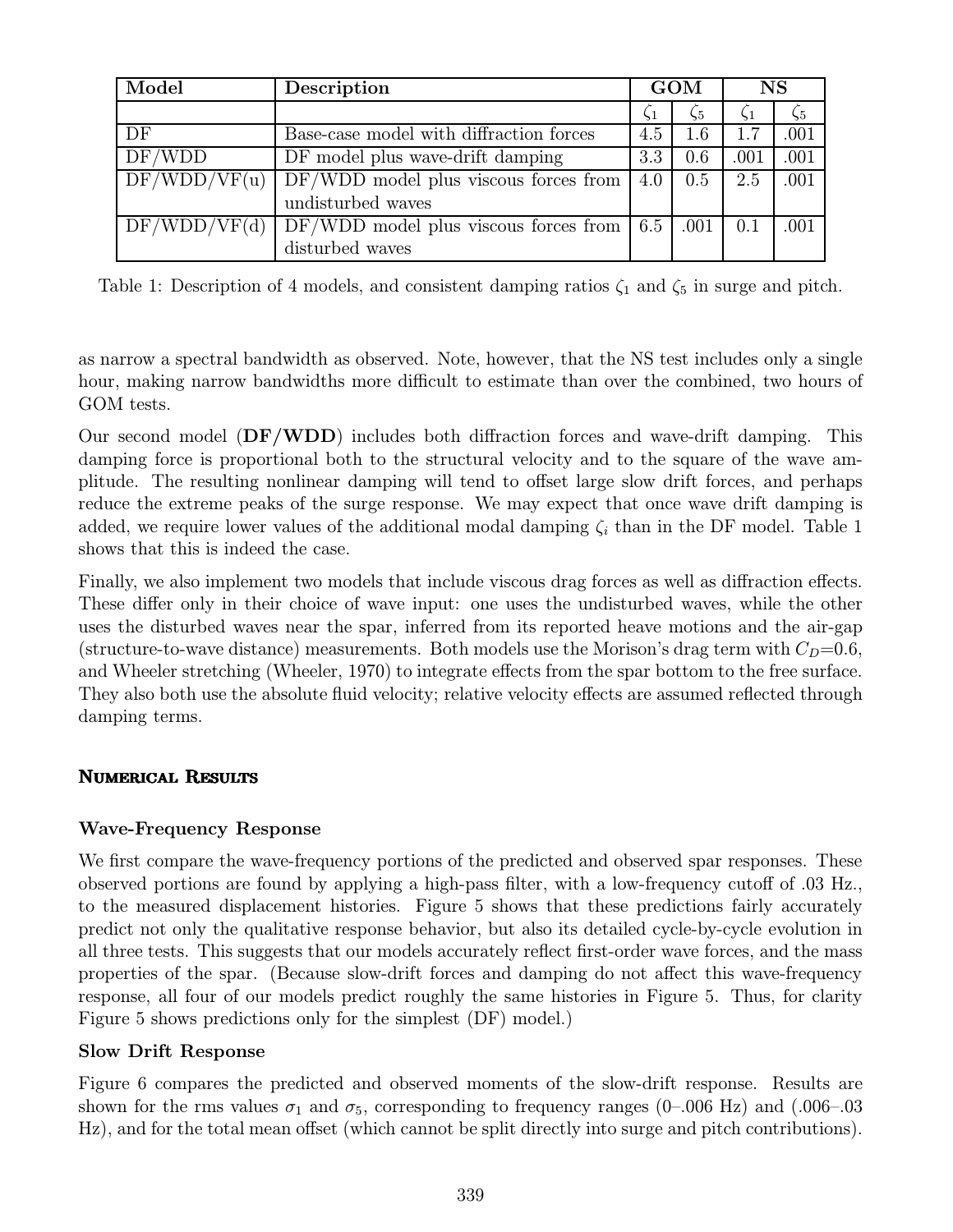| Model | Description | GOM | | NS | |
|---|---|---|---|---|---|
| | | $\zeta_1$ | $\zeta_5$ | $\zeta_1$ | $\zeta_5$ |
| DF | Base-case model with diffraction forces | 4.5 | 1.6 | 1.7 | .001 |
| DF/WDD | DF model plus wave-drift damping | 3.3 | 0.6 | .001 | .001 |
| DF/WDD/VF(u) | DF/WDD model plus viscous forces from undisturbed waves | 4.0 | 0.5 | 2.5 | .001 |
| DF/WDD/VF(d) | DF/WDD model plus viscous forces from disturbed waves | 6.5 | .001 | 0.1 | .001 |

Table 1: Description of 4 models, and consistent damping ratios $\zeta_1$ and $\zeta_5$ in surge and pitch.

as narrow a spectral bandwidth as observed. Note, however, that the NS test includes only a single hour, making narrow bandwidths more difficult to estimate than over the combined, two hours of GOM tests.

Our second model (**DF/WDD**) includes both diffraction forces and wave-drift damping. This damping force is proportional both to the structural velocity and to the square of the wave amplitude. The resulting nonlinear damping will tend to offset large slow drift forces, and perhaps reduce the extreme peaks of the surge response. We may expect that once wave drift damping is added, we require lower values of the additional modal damping $\zeta_i$ than in the DF model. Table 1 shows that this is indeed the case.

Finally, we also implement two models that include viscous drag forces as well as diffraction effects. These differ only in their choice of wave input: one uses the undisturbed waves, while the other uses the disturbed waves near the spar, inferred from its reported heave motions and the air-gap (structure-to-wave distance) measurements. Both models use the Morison's drag term with $C_D$=0.6, and Wheeler stretching (Wheeler, 1970) to integrate effects from the spar bottom to the free surface. They also both use the absolute fluid velocity; relative velocity effects are assumed reflected through damping terms.

## Numerical Results

### Wave-Frequency Response

We first compare the wave-frequency portions of the predicted and observed spar responses. These observed portions are found by applying a high-pass filter, with a low-frequency cutoff of .03 Hz., to the measured displacement histories. Figure 5 shows that these predictions fairly accurately predict not only the qualitative response behavior, but also its detailed cycle-by-cycle evolution in all three tests. This suggests that our models accurately reflect first-order wave forces, and the mass properties of the spar. (Because slow-drift forces and damping do not affect this wave-frequency response, all four of our models predict roughly the same histories in Figure 5. Thus, for clarity Figure 5 shows predictions only for the simplest (DF) model.)

### Slow Drift Response

Figure 6 compares the predicted and observed moments of the slow-drift response. Results are shown for the rms values $\sigma_1$ and $\sigma_5$, corresponding to frequency ranges (0–.006 Hz) and (.006–.03 Hz), and for the total mean offset (which cannot be split directly into surge and pitch contributions).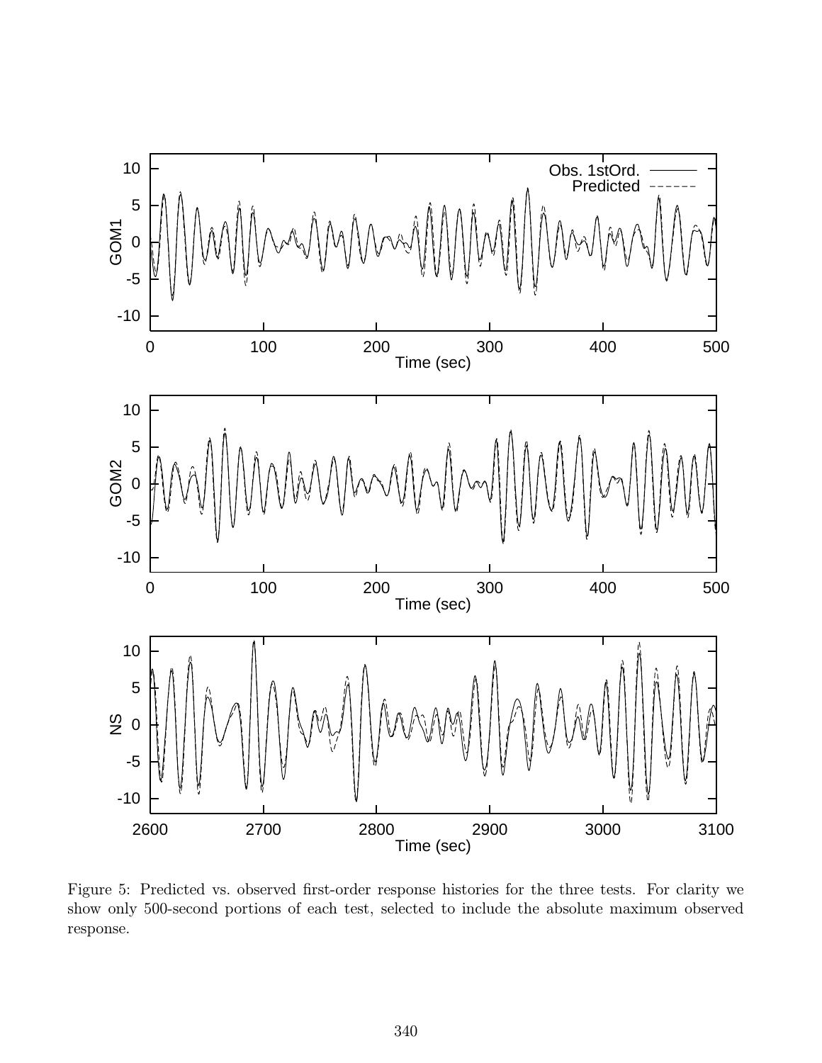Figure 5: Predicted vs. observed first-order response histories for the three tests. For clarity we show only 500-second portions of each test, selected to include the absolute maximum observed response.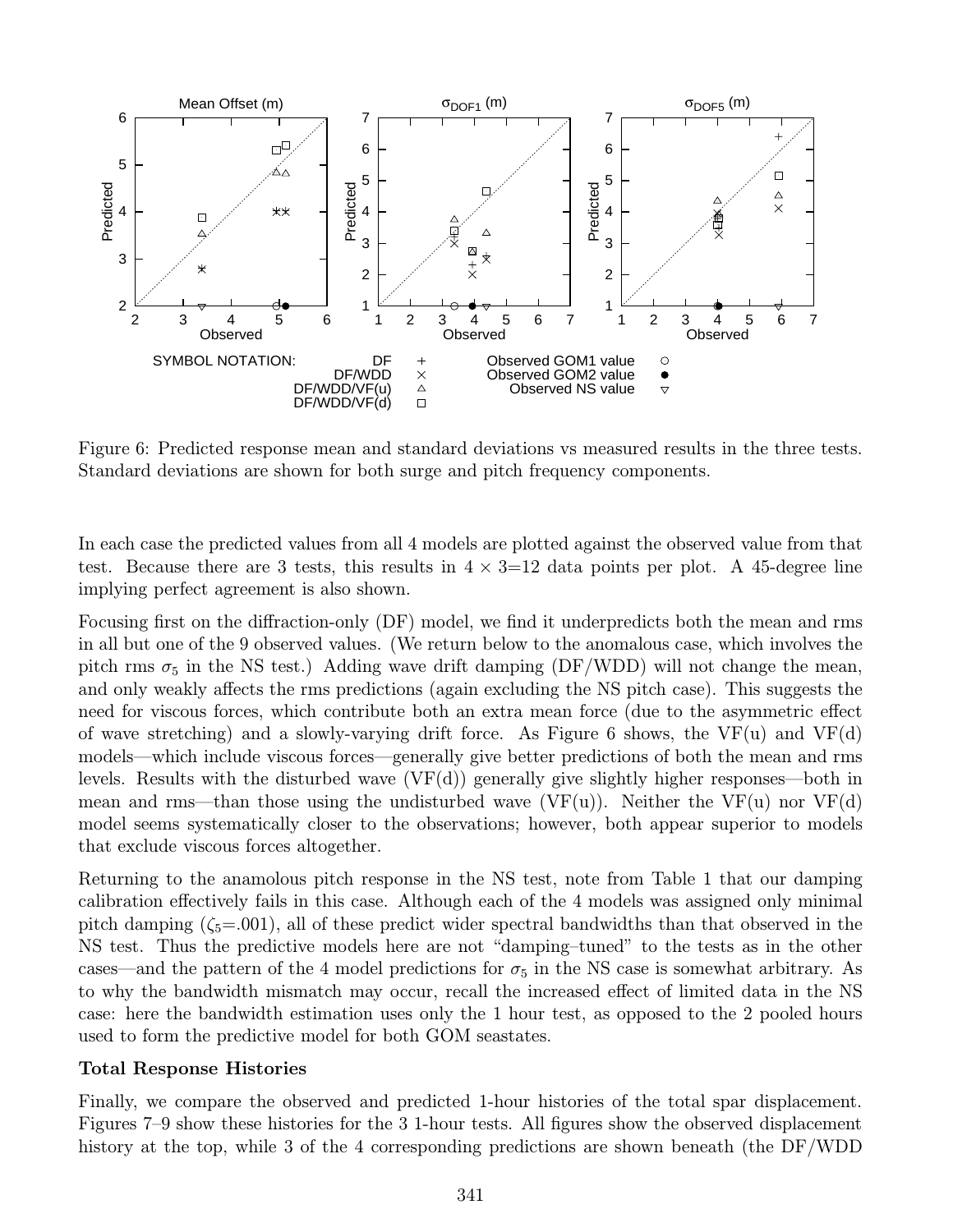Figure 6: Predicted response mean and standard deviations vs measured results in the three tests. Standard deviations are shown for both surge and pitch frequency components.

In each case the predicted values from all 4 models are plotted against the observed value from that test. Because there are 3 tests, this results in $4 \times 3$=12 data points per plot. A 45-degree line implying perfect agreement is also shown.

Focusing first on the diffraction-only (DF) model, we find it underpredicts both the mean and rms in all but one of the 9 observed values. (We return below to the anomalous case, which involves the pitch rms $\sigma_5$ in the NS test.) Adding wave drift damping (DF/WDD) will not change the mean, and only weakly affects the rms predictions (again excluding the NS pitch case). This suggests the need for viscous forces, which contribute both an extra mean force (due to the asymmetric effect of wave stretching) and a slowly-varying drift force. As Figure 6 shows, the VF(u) and VF(d) models—which include viscous forces—generally give better predictions of both the mean and rms levels. Results with the disturbed wave (VF(d)) generally give slightly higher responses—both in mean and rms—than those using the undisturbed wave (VF(u)). Neither the VF(u) nor VF(d) model seems systematically closer to the observations; however, both appear superior to models that exclude viscous forces altogether.

Returning to the anamolous pitch response in the NS test, note from Table 1 that our damping calibration effectively fails in this case. Although each of the 4 models was assigned only minimal pitch damping ($\zeta_5$=.001), all of these predict wider spectral bandwidths than that observed in the NS test. Thus the predictive models here are not "damping–tuned" to the tests as in the other cases—and the pattern of the 4 model predictions for $\sigma_5$ in the NS case is somewhat arbitrary. As to why the bandwidth mismatch may occur, recall the increased effect of limited data in the NS case: here the bandwidth estimation uses only the 1 hour test, as opposed to the 2 pooled hours used to form the predictive model for both GOM seastates.

**Total Response Histories**

Finally, we compare the observed and predicted 1-hour histories of the total spar displacement. Figures 7–9 show these histories for the 3 1-hour tests. All figures show the observed displacement history at the top, while 3 of the 4 corresponding predictions are shown beneath (the DF/WDD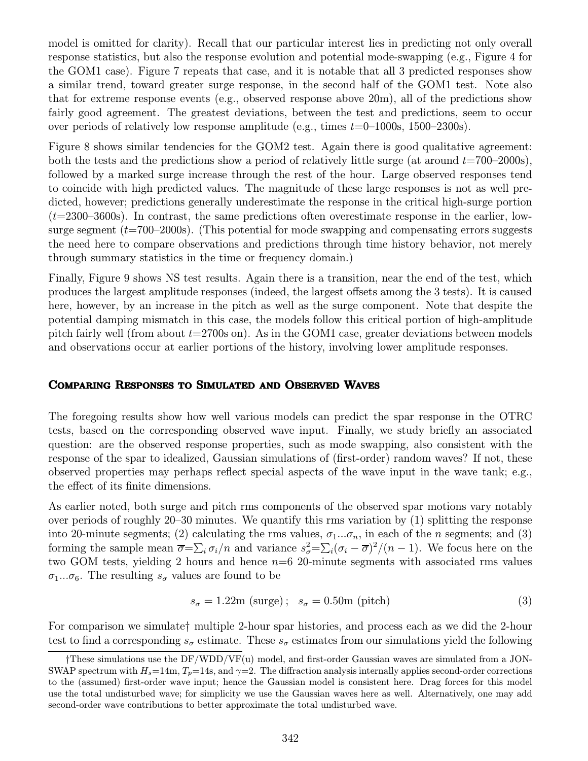model is omitted for clarity). Recall that our particular interest lies in predicting not only overall response statistics, but also the response evolution and potential mode-swapping (e.g., Figure 4 for the GOM1 case). Figure 7 repeats that case, and it is notable that all 3 predicted responses show a similar trend, toward greater surge response, in the second half of the GOM1 test. Note also that for extreme response events (e.g., observed response above 20m), all of the predictions show fairly good agreement. The greatest deviations, between the test and predictions, seem to occur over periods of relatively low response amplitude (e.g., times $t$=0–1000s, 1500–2300s).

Figure 8 shows similar tendencies for the GOM2 test. Again there is good qualitative agreement: both the tests and the predictions show a period of relatively little surge (at around $t$=700–2000s), followed by a marked surge increase through the rest of the hour. Large observed responses tend to coincide with high predicted values. The magnitude of these large responses is not as well predicted, however; predictions generally underestimate the response in the critical high-surge portion ($t$=2300–3600s). In contrast, the same predictions often overestimate response in the earlier, low-surge segment ($t$=700–2000s). (This potential for mode swapping and compensating errors suggests the need here to compare observations and predictions through time history behavior, not merely through summary statistics in the time or frequency domain.)

Finally, Figure 9 shows NS test results. Again there is a transition, near the end of the test, which produces the largest amplitude responses (indeed, the largest offsets among the 3 tests). It is caused here, however, by an increase in the pitch as well as the surge component. Note that despite the potential damping mismatch in this case, the models follow this critical portion of high-amplitude pitch fairly well (from about $t$=2700s on). As in the GOM1 case, greater deviations between models and observations occur at earlier portions of the history, involving lower amplitude responses.

## Comparing Responses to Simulated and Observed Waves

The foregoing results show how well various models can predict the spar response in the OTRC tests, based on the corresponding observed wave input. Finally, we study briefly an associated question: are the observed response properties, such as mode swapping, also consistent with the response of the spar to idealized, Gaussian simulations of (first-order) random waves? If not, these observed properties may perhaps reflect special aspects of the wave input in the wave tank; e.g., the effect of its finite dimensions.

As earlier noted, both surge and pitch rms components of the observed spar motions vary notably over periods of roughly 20–30 minutes. We quantify this rms variation by (1) splitting the response into 20-minute segments; (2) calculating the rms values, $\sigma_1 ... \sigma_n$, in each of the $n$ segments; and (3) forming the sample mean $\overline{\sigma} = \sum_i \sigma_i / n$ and variance $s_\sigma^2 = \sum_i (\sigma_i - \overline{\sigma})^2 / (n-1)$. We focus here on the two GOM tests, yielding 2 hours and hence $n$=6 20-minute segments with associated rms values $\sigma_1 ... \sigma_6$. The resulting $s_\sigma$ values are found to be

$$s_\sigma = 1.22\text{m (surge)}\,; \quad s_\sigma = 0.50\text{m (pitch)} \tag{3}$$

For comparison we simulate† multiple 2-hour spar histories, and process each as we did the 2-hour test to find a corresponding $s_\sigma$ estimate. These $s_\sigma$ estimates from our simulations yield the following

†These simulations use the DF/WDD/VF(u) model, and first-order Gaussian waves are simulated from a JONSWAP spectrum with $H_s$=14m, $T_p$=14s, and $\gamma$=2. The diffraction analysis internally applies second-order corrections to the (assumed) first-order wave input; hence the Gaussian model is consistent here. Drag forces for this model use the total undisturbed wave; for simplicity we use the Gaussian waves here as well. Alternatively, one may add second-order wave contributions to better approximate the total undisturbed wave.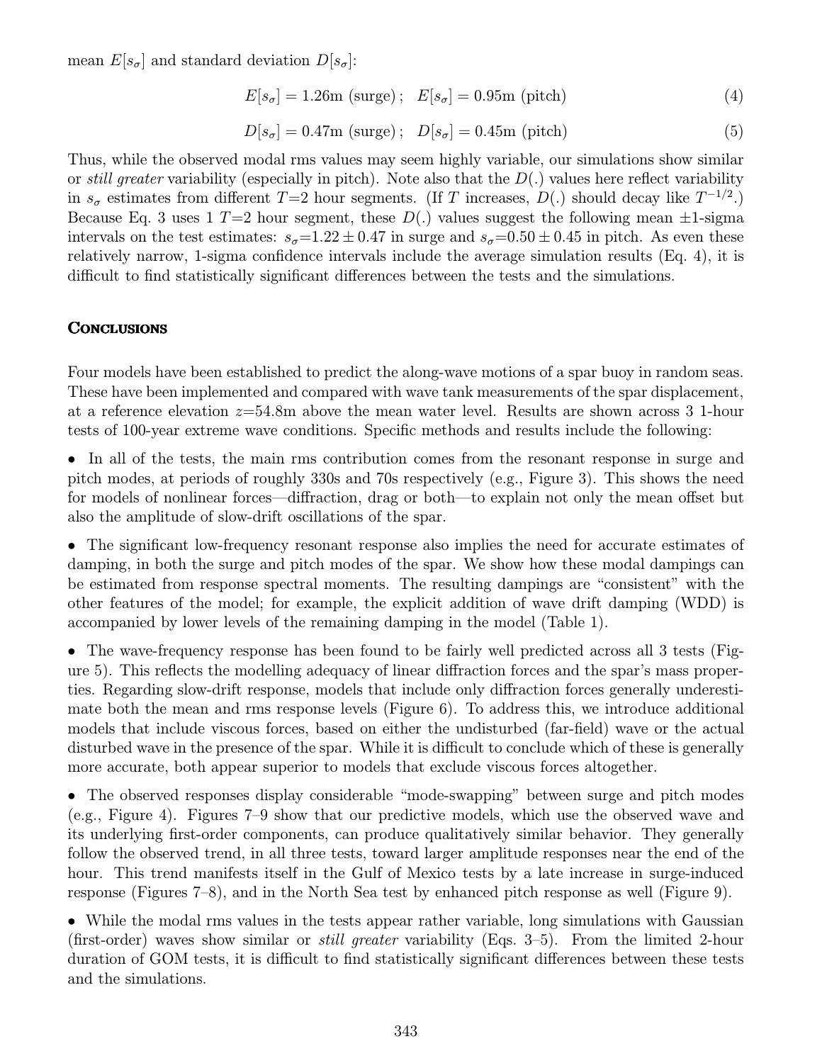mean $E[s_\sigma]$ and standard deviation $D[s_\sigma]$:

$$E[s_\sigma] = 1.26\text{m (surge)}\,; \quad E[s_\sigma] = 0.95\text{m (pitch)} \tag{4}$$

$$D[s_\sigma] = 0.47\text{m (surge)}\,; \quad D[s_\sigma] = 0.45\text{m (pitch)} \tag{5}$$

Thus, while the observed modal rms values may seem highly variable, our simulations show similar or *still greater* variability (especially in pitch). Note also that the $D(.)$ values here reflect variability in $s_\sigma$ estimates from different $T$=2 hour segments. (If $T$ increases, $D(.)$ should decay like $T^{-1/2}$.) Because Eq. 3 uses 1 $T$=2 hour segment, these $D(.)$ values suggest the following mean ±1-sigma intervals on the test estimates: $s_\sigma$=$1.22 \pm 0.47$ in surge and $s_\sigma$=$0.50 \pm 0.45$ in pitch. As even these relatively narrow, 1-sigma confidence intervals include the average simulation results (Eq. 4), it is difficult to find statistically significant differences between the tests and the simulations.

## Conclusions

Four models have been established to predict the along-wave motions of a spar buoy in random seas. These have been implemented and compared with wave tank measurements of the spar displacement, at a reference elevation $z$=54.8m above the mean water level. Results are shown across 3 1-hour tests of 100-year extreme wave conditions. Specific methods and results include the following:

- In all of the tests, the main rms contribution comes from the resonant response in surge and pitch modes, at periods of roughly 330s and 70s respectively (e.g., Figure 3). This shows the need for models of nonlinear forces—diffraction, drag or both—to explain not only the mean offset but also the amplitude of slow-drift oscillations of the spar.

- The significant low-frequency resonant response also implies the need for accurate estimates of damping, in both the surge and pitch modes of the spar. We show how these modal dampings can be estimated from response spectral moments. The resulting dampings are "consistent" with the other features of the model; for example, the explicit addition of wave drift damping (WDD) is accompanied by lower levels of the remaining damping in the model (Table 1).

- The wave-frequency response has been found to be fairly well predicted across all 3 tests (Figure 5). This reflects the modelling adequacy of linear diffraction forces and the spar's mass properties. Regarding slow-drift response, models that include only diffraction forces generally underestimate both the mean and rms response levels (Figure 6). To address this, we introduce additional models that include viscous forces, based on either the undisturbed (far-field) wave or the actual disturbed wave in the presence of the spar. While it is difficult to conclude which of these is generally more accurate, both appear superior to models that exclude viscous forces altogether.

- The observed responses display considerable "mode-swapping" between surge and pitch modes (e.g., Figure 4). Figures 7–9 show that our predictive models, which use the observed wave and its underlying first-order components, can produce qualitatively similar behavior. They generally follow the observed trend, in all three tests, toward larger amplitude responses near the end of the hour. This trend manifests itself in the Gulf of Mexico tests by a late increase in surge-induced response (Figures 7–8), and in the North Sea test by enhanced pitch response as well (Figure 9).

- While the modal rms values in the tests appear rather variable, long simulations with Gaussian (first-order) waves show similar or *still greater* variability (Eqs. 3–5). From the limited 2-hour duration of GOM tests, it is difficult to find statistically significant differences between these tests and the simulations.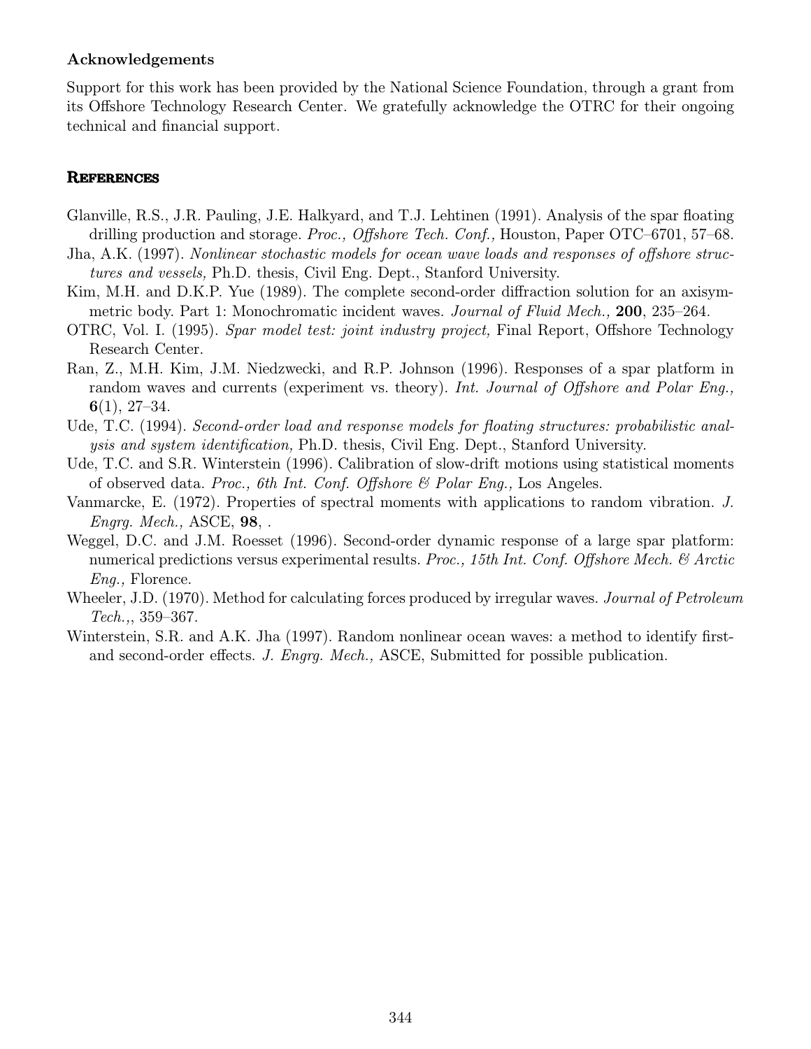### Acknowledgements

Support for this work has been provided by the National Science Foundation, through a grant from its Offshore Technology Research Center. We gratefully acknowledge the OTRC for their ongoing technical and financial support.

## References

Glanville, R.S., J.R. Pauling, J.E. Halkyard, and T.J. Lehtinen (1991). Analysis of the spar floating drilling production and storage. *Proc., Offshore Tech. Conf.,* Houston, Paper OTC–6701, 57–68.

Jha, A.K. (1997). *Nonlinear stochastic models for ocean wave loads and responses of offshore structures and vessels,* Ph.D. thesis, Civil Eng. Dept., Stanford University.

Kim, M.H. and D.K.P. Yue (1989). The complete second-order diffraction solution for an axisymmetric body. Part 1: Monochromatic incident waves. *Journal of Fluid Mech.,* **200**, 235–264.

OTRC, Vol. I. (1995). *Spar model test: joint industry project,* Final Report, Offshore Technology Research Center.

Ran, Z., M.H. Kim, J.M. Niedzwecki, and R.P. Johnson (1996). Responses of a spar platform in random waves and currents (experiment vs. theory). *Int. Journal of Offshore and Polar Eng.,* **6**(1), 27–34.

Ude, T.C. (1994). *Second-order load and response models for floating structures: probabilistic analysis and system identification,* Ph.D. thesis, Civil Eng. Dept., Stanford University.

Ude, T.C. and S.R. Winterstein (1996). Calibration of slow-drift motions using statistical moments of observed data. *Proc., 6th Int. Conf. Offshore & Polar Eng.,* Los Angeles.

Vanmarcke, E. (1972). Properties of spectral moments with applications to random vibration. *J. Engrg. Mech.,* ASCE, **98**, .

Weggel, D.C. and J.M. Roesset (1996). Second-order dynamic response of a large spar platform: numerical predictions versus experimental results. *Proc., 15th Int. Conf. Offshore Mech. & Arctic Eng.,* Florence.

Wheeler, J.D. (1970). Method for calculating forces produced by irregular waves. *Journal of Petroleum Tech.,*, 359–367.

Winterstein, S.R. and A.K. Jha (1997). Random nonlinear ocean waves: a method to identify first- and second-order effects. *J. Engrg. Mech.,* ASCE, Submitted for possible publication.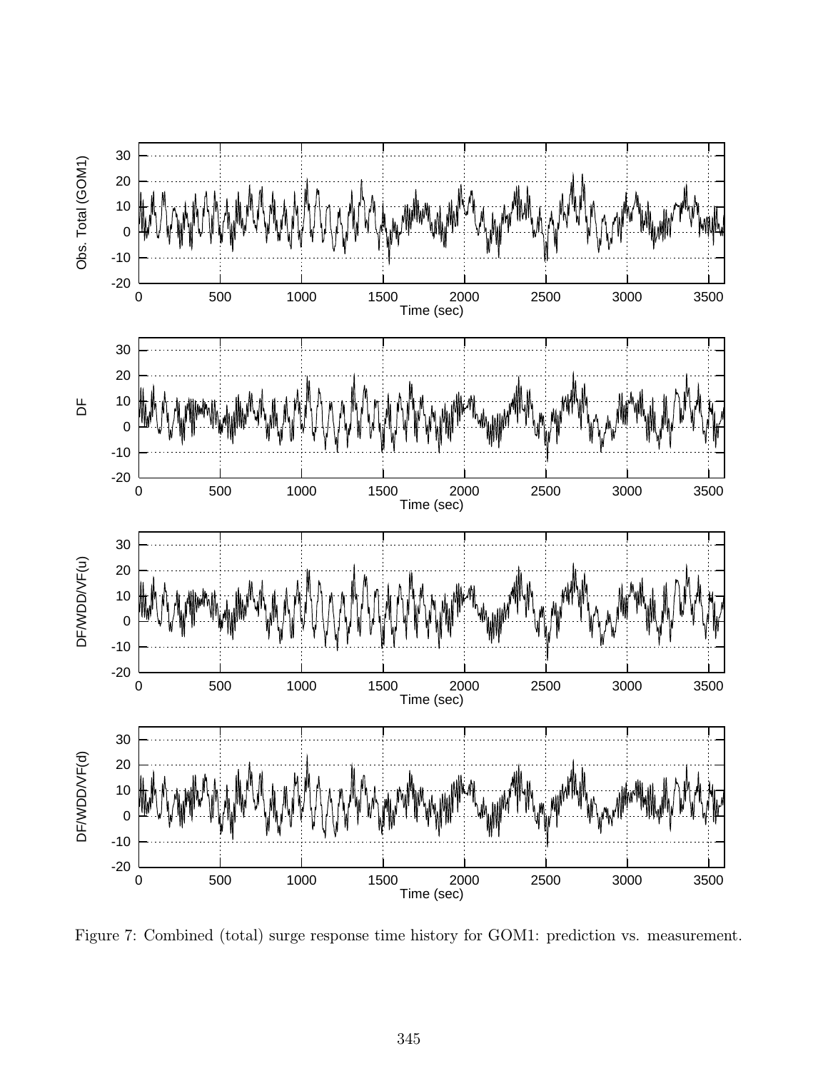Figure 7: Combined (total) surge response time history for GOM1: prediction vs. measurement.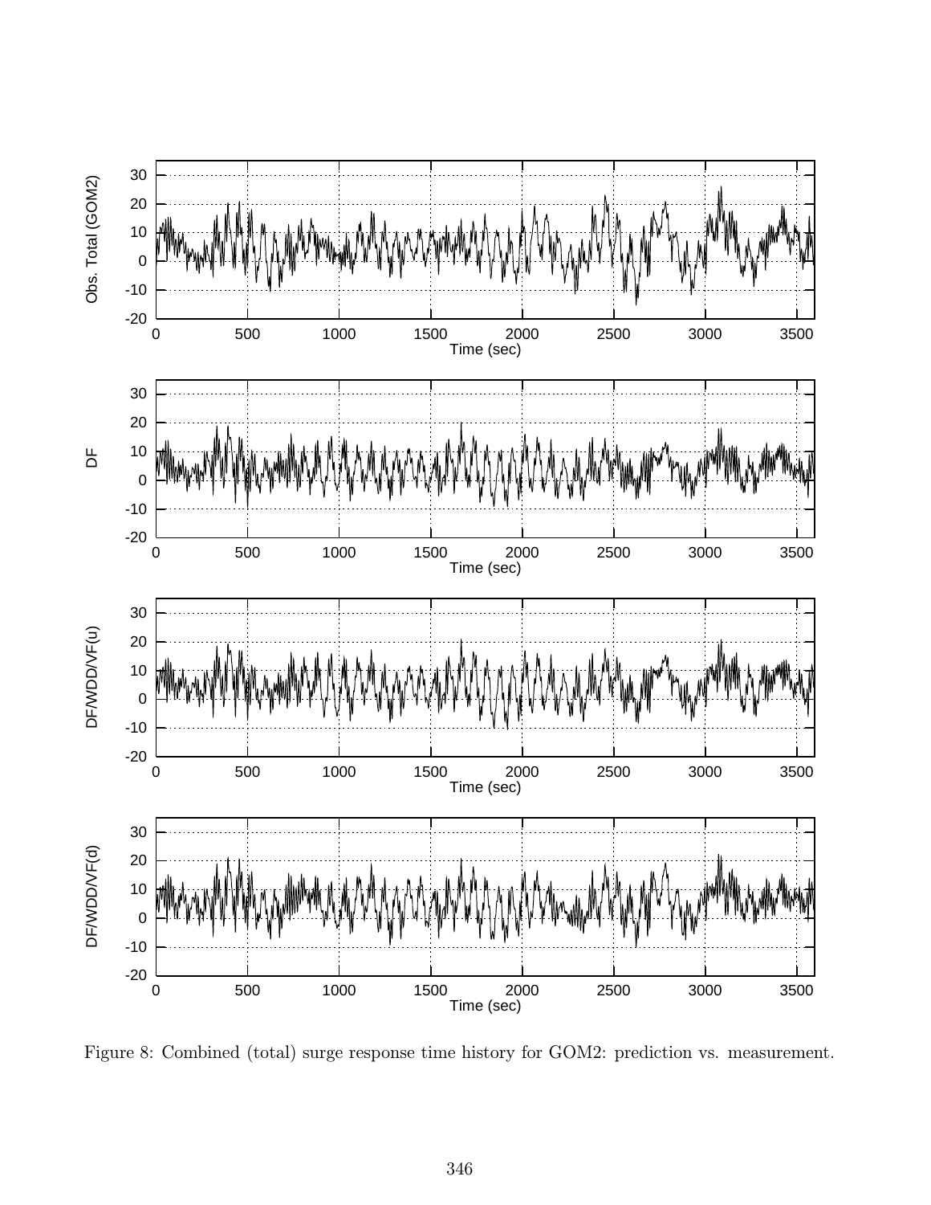Figure 8: Combined (total) surge response time history for GOM2: prediction vs. measurement.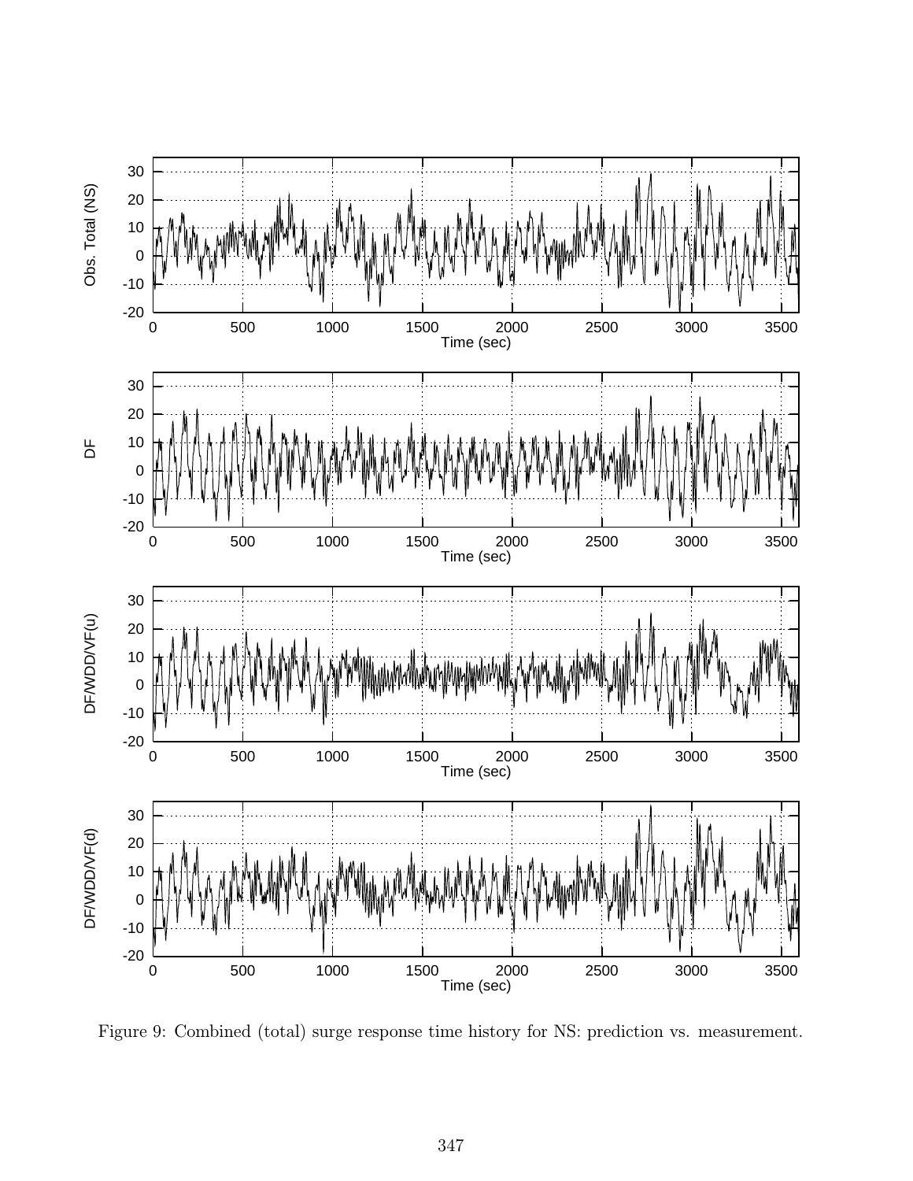Obs. Total (NS)

30
20
10
0
-10
-20

0 500 1000 1500 2000 2500 3000 3500

Time (sec)

DF

30
20
10
0
-10
-20

0 500 1000 1500 2000 2500 3000 3500

Time (sec)

DF/WDD/VF(u)

30
20
10
0
-10
-20

0 500 1000 1500 2000 2500 3000 3500

Time (sec)

DF/WDD/VF(d)

30
20
10
0
-10
-20

0 500 1000 1500 2000 2500 3000 3500

Time (sec)

Figure 9: Combined (total) surge response time history for NS: prediction vs. measurement.